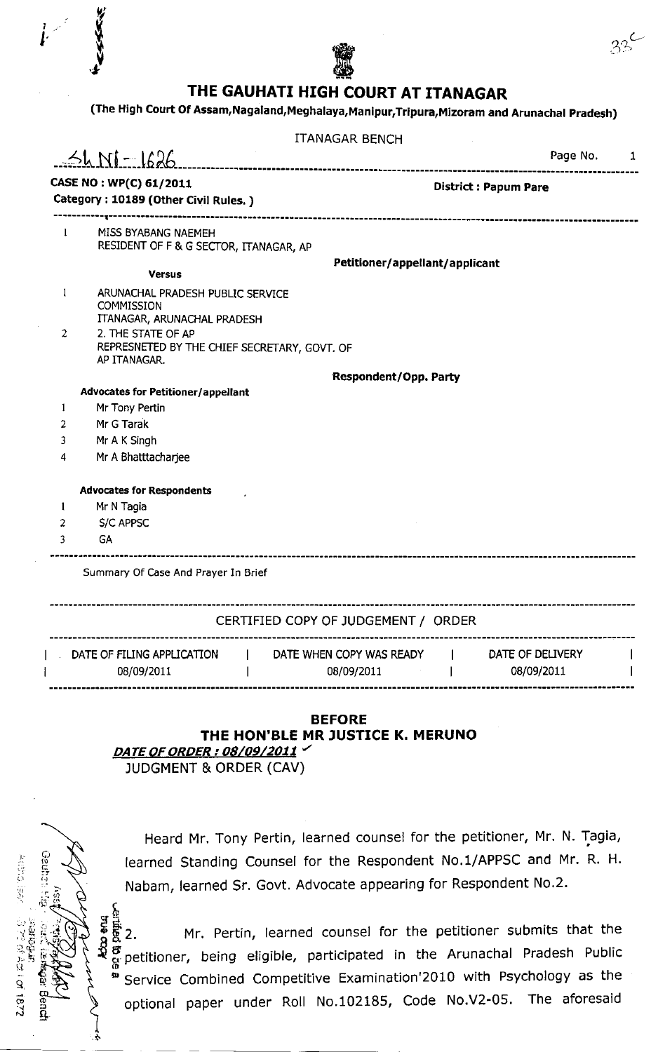# THE GAUHATI HIGH COURT AT ITANAGAR

**(The High Court Of Assam,Nagaland,Meghalaya,Manipur,Tripura,Mizoram and Arunachal Pradesh)**

ITANAGAR BENCH

SHNI-1626

**CASE NO : WP(C) 61/2011** **District : Papum Pare**

**Category : 10189 (Other Civil Rules. )**

1 MISS BYABANG NAEMEH
RESIDENT OF F & G SECTOR, ITANAGAR, AP

**Petitioner/appellant/applicant**

**Versus**

1 ARUNACHAL PRADESH PUBLIC SERVICE COMMISSION
ITANAGAR, ARUNACHAL PRADESH

2 2. THE STATE OF AP
REPRESNETED BY THE CHIEF SECRETARY, GOVT. OF AP ITANAGAR.

**Respondent/Opp. Party**

**Advocates for Petitioner/appellant**

1. Mr Tony Pertin
2. Mr G Tarak
3. Mr A K Singh
4. Mr A Bhatttacharjee

**Advocates for Respondents**

1. Mr N Tagia
2. S/C APPSC
3. GA

Summary Of Case And Prayer In Brief

CERTIFIED COPY OF JUDGEMENT / ORDER

| DATE OF FILING APPLICATION | DATE WHEN COPY WAS READY | DATE OF DELIVERY |
|---|---|---|
| 08/09/2011 | 08/09/2011 | 08/09/2011 |

## BEFORE
## THE HON'BLE MR JUSTICE K. MERUNO

***DATE OF ORDER : 08/09/2011***

JUDGMENT & ORDER (CAV)

Heard Mr. Tony Pertin, learned counsel for the petitioner, Mr. N. Tagia, learned Standing Counsel for the Respondent No.1/APPSC and Mr. R. H. Nabam, learned Sr. Govt. Advocate appearing for Respondent No.2.

2. Mr. Pertin, learned counsel for the petitioner submits that the petitioner, being eligible, participated in the Arunachal Pradesh Public Service Combined Competitive Examination'2010 with Psychology as the optional paper under Roll No.102185, Code No.V2-05. The aforesaid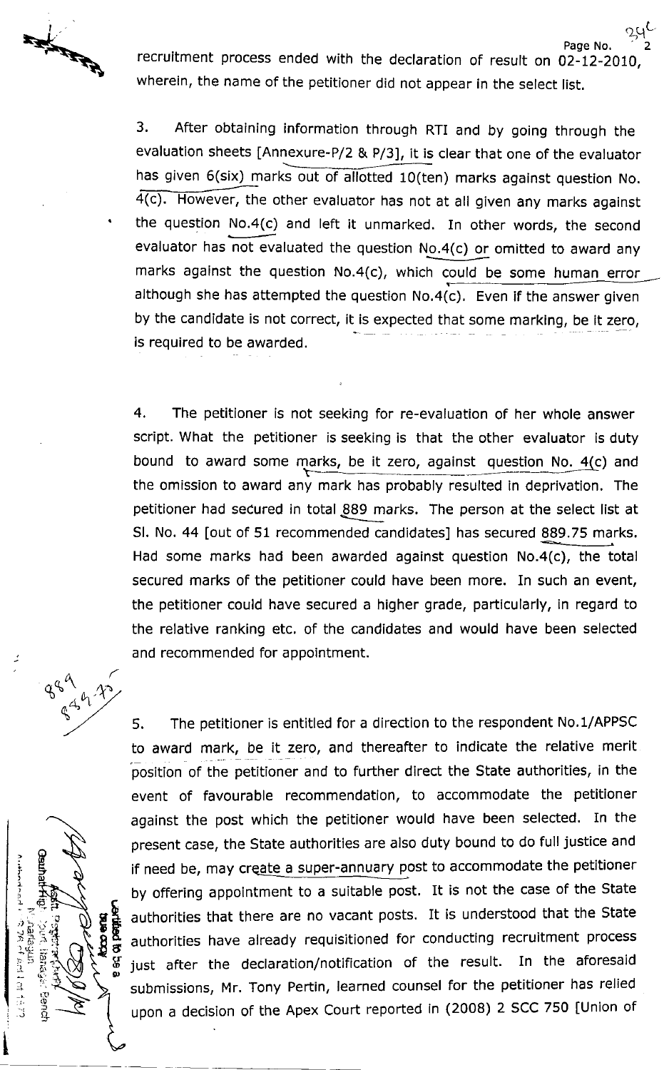recruitment process ended with the declaration of result on 02-12-2010, wherein, the name of the petitioner did not appear in the select list.

3. After obtaining information through RTI and by going through the evaluation sheets [Annexure-P/2 & P/3], it is clear that one of the evaluator has given 6(six) marks out of allotted 10(ten) marks against question No. 4(c). However, the other evaluator has not at all given any marks against the question No.4(c) and left it unmarked. In other words, the second evaluator has not evaluated the question No.4(c) or omitted to award any marks against the question No.4(c), which could be some human error although she has attempted the question No.4(c). Even if the answer given by the candidate is not correct, it is expected that some marking, be it zero, is required to be awarded.

4. The petitioner is not seeking for re-evaluation of her whole answer script. What the petitioner is seeking is that the other evaluator is duty bound to award some marks, be it zero, against question No. 4(c) and the omission to award any mark has probably resulted in deprivation. The petitioner had secured in total 889 marks. The person at the select list at Sl. No. 44 [out of 51 recommended candidates] has secured 889.75 marks. Had some marks had been awarded against question No.4(c), the total secured marks of the petitioner could have been more. In such an event, the petitioner could have secured a higher grade, particularly, in regard to the relative ranking etc. of the candidates and would have been selected and recommended for appointment.

5. The petitioner is entitled for a direction to the respondent No.1/APPSC to award mark, be it zero, and thereafter to indicate the relative merit position of the petitioner and to further direct the State authorities, in the event of favourable recommendation, to accommodate the petitioner against the post which the petitioner would have been selected. In the present case, the State authorities are also duty bound to do full justice and if need be, may create a super-annuary post to accommodate the petitioner by offering appointment to a suitable post. It is not the case of the State authorities that there are no vacant posts. It is understood that the State authorities have already requisitioned for conducting recruitment process just after the declaration/notification of the result. In the aforesaid submissions, Mr. Tony Pertin, learned counsel for the petitioner has relied upon a decision of the Apex Court reported in (2008) 2 SCC 750 [Union of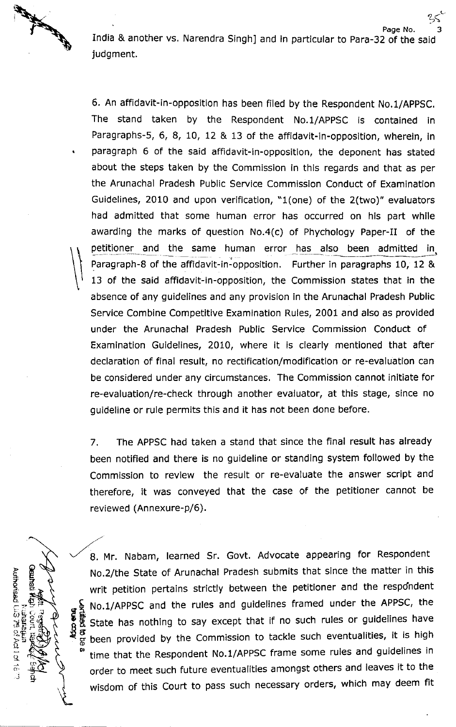India & another vs. Narendra Singh] and in particular to Para-32 of the said judgment.

6. An affidavit-in-opposition has been filed by the Respondent No.1/APPSC. The stand taken by the Respondent No.1/APPSC is contained in Paragraphs-5, 6, 8, 10, 12 & 13 of the affidavit-in-opposition, wherein, in paragraph 6 of the said affidavit-in-opposition, the deponent has stated about the steps taken by the Commission in this regards and that as per the Arunachal Pradesh Public Service Commission Conduct of Examination Guidelines, 2010 and upon verification, "1(one) of the 2(two)" evaluators had admitted that some human error has occurred on his part while awarding the marks of question No.4(c) of Phychology Paper-II of the petitioner and the same human error has also been admitted in Paragraph-8 of the affidavit-in-opposition. Further in paragraphs 10, 12 & 13 of the said affidavit-in-opposition, the Commission states that in the absence of any guidelines and any provision in the Arunachal Pradesh Public Service Combine Competitive Examination Rules, 2001 and also as provided under the Arunachal Pradesh Public Service Commission Conduct of Examination Guidelines, 2010, where it is clearly mentioned that after declaration of final result, no rectification/modification or re-evaluation can be considered under any circumstances. The Commission cannot initiate for re-evaluation/re-check through another evaluator, at this stage, since no guideline or rule permits this and it has not been done before.

7. The APPSC had taken a stand that since the final result has already been notified and there is no guideline or standing system followed by the Commission to review the result or re-evaluate the answer script and therefore, it was conveyed that the case of the petitioner cannot be reviewed (Annexure-p/6).

8. Mr. Nabam, learned Sr. Govt. Advocate appearing for Respondent No.2/the State of Arunachal Pradesh submits that since the matter in this writ petition pertains strictly between the petitioner and the respondent No.1/APPSC and the rules and guidelines framed under the APPSC, the State has nothing to say except that if no such rules or guidelines have been provided by the Commission to tackle such eventualities, it is high time that the Respondent No.1/APPSC frame some rules and guidelines in order to meet such future eventualities amongst others and leaves it to the wisdom of this Court to pass such necessary orders, which may deem fit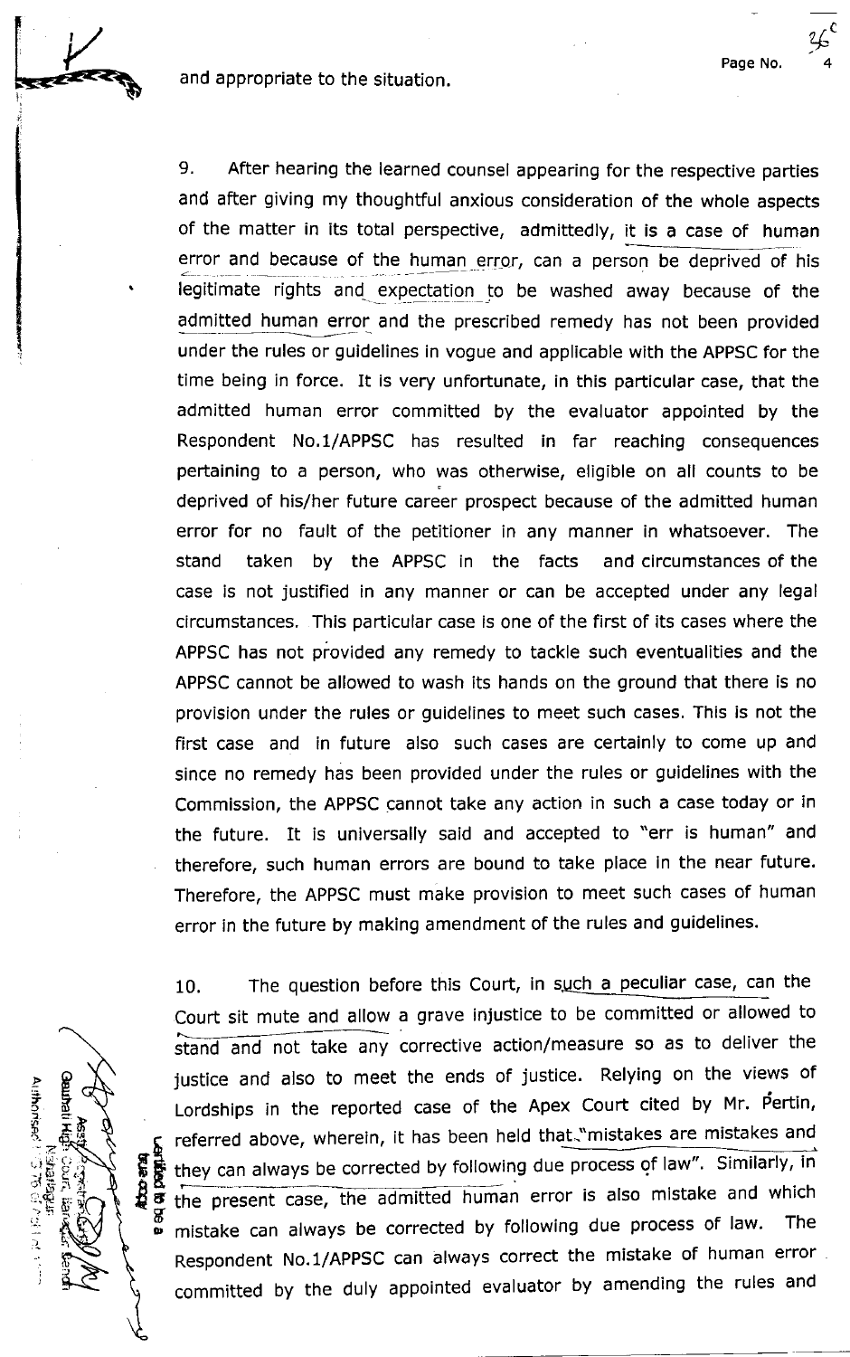and appropriate to the situation.

9. After hearing the learned counsel appearing for the respective parties and after giving my thoughtful anxious consideration of the whole aspects of the matter in its total perspective, admittedly, it is a case of human error and because of the human error, can a person be deprived of his legitimate rights and expectation to be washed away because of the admitted human error and the prescribed remedy has not been provided under the rules or guidelines in vogue and applicable with the APPSC for the time being in force. It is very unfortunate, in this particular case, that the admitted human error committed by the evaluator appointed by the Respondent No.1/APPSC has resulted in far reaching consequences pertaining to a person, who was otherwise, eligible on all counts to be deprived of his/her future career prospect because of the admitted human error for no fault of the petitioner in any manner in whatsoever. The stand taken by the APPSC in the facts and circumstances of the case is not justified in any manner or can be accepted under any legal circumstances. This particular case is one of the first of its cases where the APPSC has not provided any remedy to tackle such eventualities and the APPSC cannot be allowed to wash its hands on the ground that there is no provision under the rules or guidelines to meet such cases. This is not the first case and in future also such cases are certainly to come up and since no remedy has been provided under the rules or guidelines with the Commission, the APPSC cannot take any action in such a case today or in the future. It is universally said and accepted to "err is human" and therefore, such human errors are bound to take place in the near future. Therefore, the APPSC must make provision to meet such cases of human error in the future by making amendment of the rules and guidelines.

10. The question before this Court, in such a peculiar case, can the Court sit mute and allow a grave injustice to be committed or allowed to stand and not take any corrective action/measure so as to deliver the justice and also to meet the ends of justice. Relying on the views of Lordships in the reported case of the Apex Court cited by Mr. Pertin, referred above, wherein, it has been held that "mistakes are mistakes and they can always be corrected by following due process of law". Similarly, in the present case, the admitted human error is also mistake and which mistake can always be corrected by following due process of law. The Respondent No.1/APPSC can always correct the mistake of human error committed by the duly appointed evaluator by amending the rules and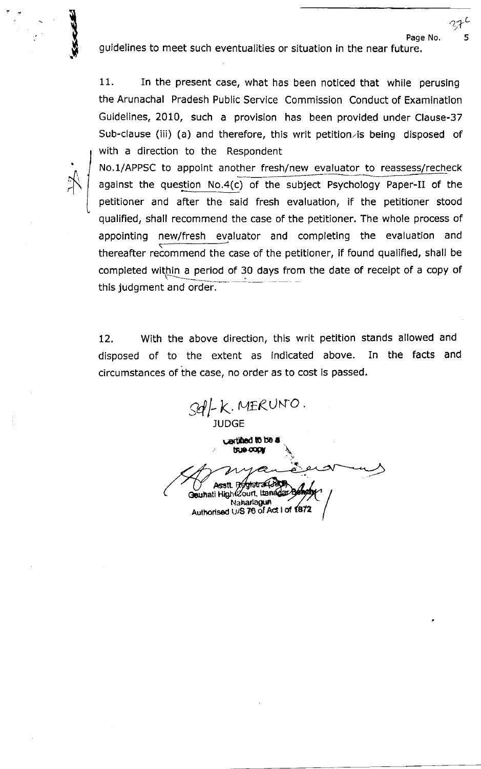guidelines to meet such eventualities or situation in the near future.

11. In the present case, what has been noticed that while perusing the Arunachal Pradesh Public Service Commission Conduct of Examination Guidelines, 2010, such a provision has been provided under Clause-37 Sub-clause (iii) (a) and therefore, this writ petition is being disposed of with a direction to the Respondent No.1/APPSC to appoint another fresh/new evaluator to reassess/recheck against the question No.4(c) of the subject Psychology Paper-II of the petitioner and after the said fresh evaluation, if the petitioner stood qualified, shall recommend the case of the petitioner. The whole process of appointing new/fresh evaluator and completing the evaluation and thereafter recommend the case of the petitioner, if found qualified, shall be completed within a period of 30 days from the date of receipt of a copy of this judgment and order.

12. With the above direction, this writ petition stands allowed and disposed of to the extent as indicated above. In the facts and circumstances of the case, no order as to cost is passed.

Sd/- K. MERUNO.
JUDGE

Certified to be a true copy

Asstt. Registrar
Gauhati High Court, Itanagar Bench
Naharlagun
Authorised U/S 76 of Act I of 1872